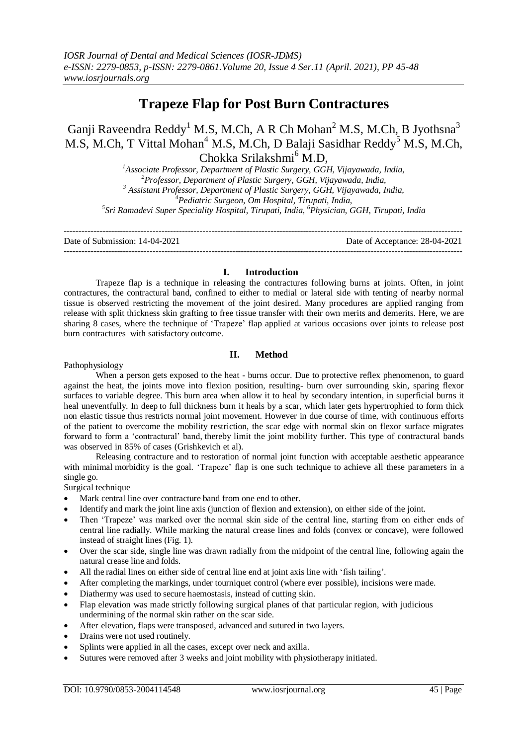# Trapeze Flap for Post Burn Contractures

Ganji Raveendra Reddy[1] M.S, M.Ch, A R Ch Mohan[2] M.S, M.Ch, B Jyothsna[3] M.S, M.Ch, T Vittal Mohan[4] M.S, M.Ch, D Balaji Sasidhar Reddy[5] M.S, M.Ch, Chokka Srilakshmi[6] M.D,

*[1]Associate Professor, Department of Plastic Surgery, GGH, Vijayawada, India,*
*[2]Professor, Department of Plastic Surgery, GGH, Vijayawada, India,*
*[3] Assistant Professor, Department of Plastic Surgery, GGH, Vijayawada, India,*
*[4]Pediatric Surgeon, Om Hospital, Tirupati, India,*
*[5]Sri Ramadevi Super Speciality Hospital, Tirupati, India, [6]Physician, GGH, Tirupati, India*

---

Date of Submission: 14-04-2021 Date of Acceptance: 28-04-2021

---

## I. Introduction

Trapeze flap is a technique in releasing the contractures following burns at joints. Often, in joint contractures, the contractural band, confined to either to medial or lateral side with tenting of nearby normal tissue is observed restricting the movement of the joint desired. Many procedures are applied ranging from release with split thickness skin grafting to free tissue transfer with their own merits and demerits. Here, we are sharing 8 cases, where the technique of 'Trapeze' flap applied at various occasions over joints to release post burn contractures with satisfactory outcome.

## II. Method

Pathophysiology

When a person gets exposed to the heat - burns occur. Due to protective reflex phenomenon, to guard against the heat, the joints move into flexion position, resulting- burn over surrounding skin, sparing flexor surfaces to variable degree. This burn area when allow it to heal by secondary intention, in superficial burns it heal uneventfully. In deep to full thickness burn it heals by a scar, which later gets hypertrophied to form thick non elastic tissue thus restricts normal joint movement. However in due course of time, with continuous efforts of the patient to overcome the mobility restriction, the scar edge with normal skin on flexor surface migrates forward to form a 'contractural' band, thereby limit the joint mobility further. This type of contractural bands was observed in 85% of cases (Grishkevich et al).

Releasing contracture and to restoration of normal joint function with acceptable aesthetic appearance with minimal morbidity is the goal. 'Trapeze' flap is one such technique to achieve all these parameters in a single go.

Surgical technique

- Mark central line over contracture band from one end to other.
- Identify and mark the joint line axis (junction of flexion and extension), on either side of the joint.
- Then 'Trapeze' was marked over the normal skin side of the central line, starting from on either ends of central line radially. While marking the natural crease lines and folds (convex or concave), were followed instead of straight lines (Fig. 1).
- Over the scar side, single line was drawn radially from the midpoint of the central line, following again the natural crease line and folds.
- All the radial lines on either side of central line end at joint axis line with 'fish tailing'.
- After completing the markings, under tourniquet control (where ever possible), incisions were made.
- Diathermy was used to secure haemostasis, instead of cutting skin.
- Flap elevation was made strictly following surgical planes of that particular region, with judicious undermining of the normal skin rather on the scar side.
- After elevation, flaps were transposed, advanced and sutured in two layers.
- Drains were not used routinely.
- Splints were applied in all the cases, except over neck and axilla.
- Sutures were removed after 3 weeks and joint mobility with physiotherapy initiated.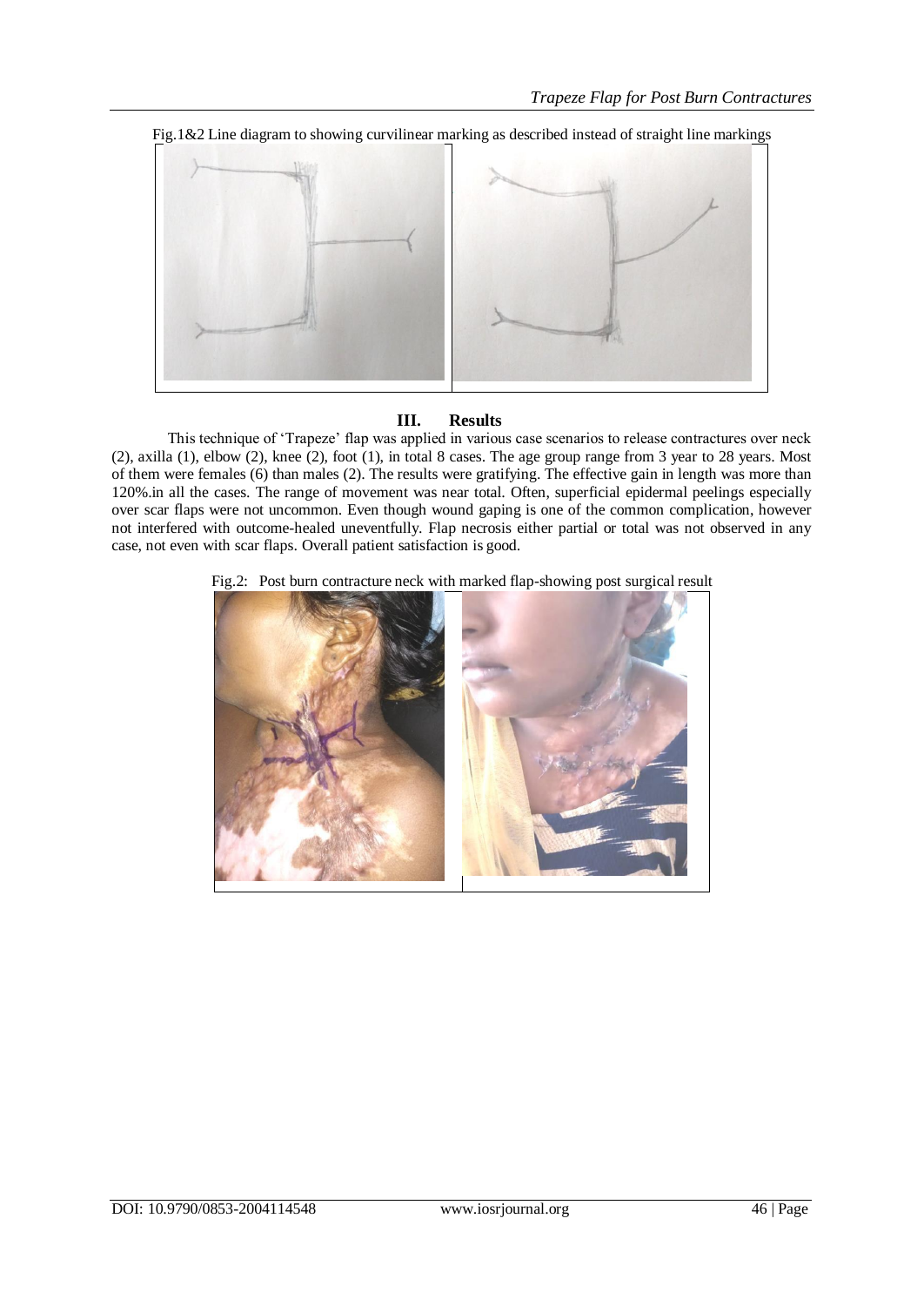Fig.1&2 Line diagram to showing curvilinear marking as described instead of straight line markings

## III. Results

This technique of 'Trapeze' flap was applied in various case scenarios to release contractures over neck (2), axilla (1), elbow (2), knee (2), foot (1), in total 8 cases. The age group range from 3 year to 28 years. Most of them were females (6) than males (2). The results were gratifying. The effective gain in length was more than 120%.in all the cases. The range of movement was near total. Often, superficial epidermal peelings especially over scar flaps were not uncommon. Even though wound gaping is one of the common complication, however not interfered with outcome-healed uneventfully. Flap necrosis either partial or total was not observed in any case, not even with scar flaps. Overall patient satisfaction is good.

Fig.2: Post burn contracture neck with marked flap-showing post surgical result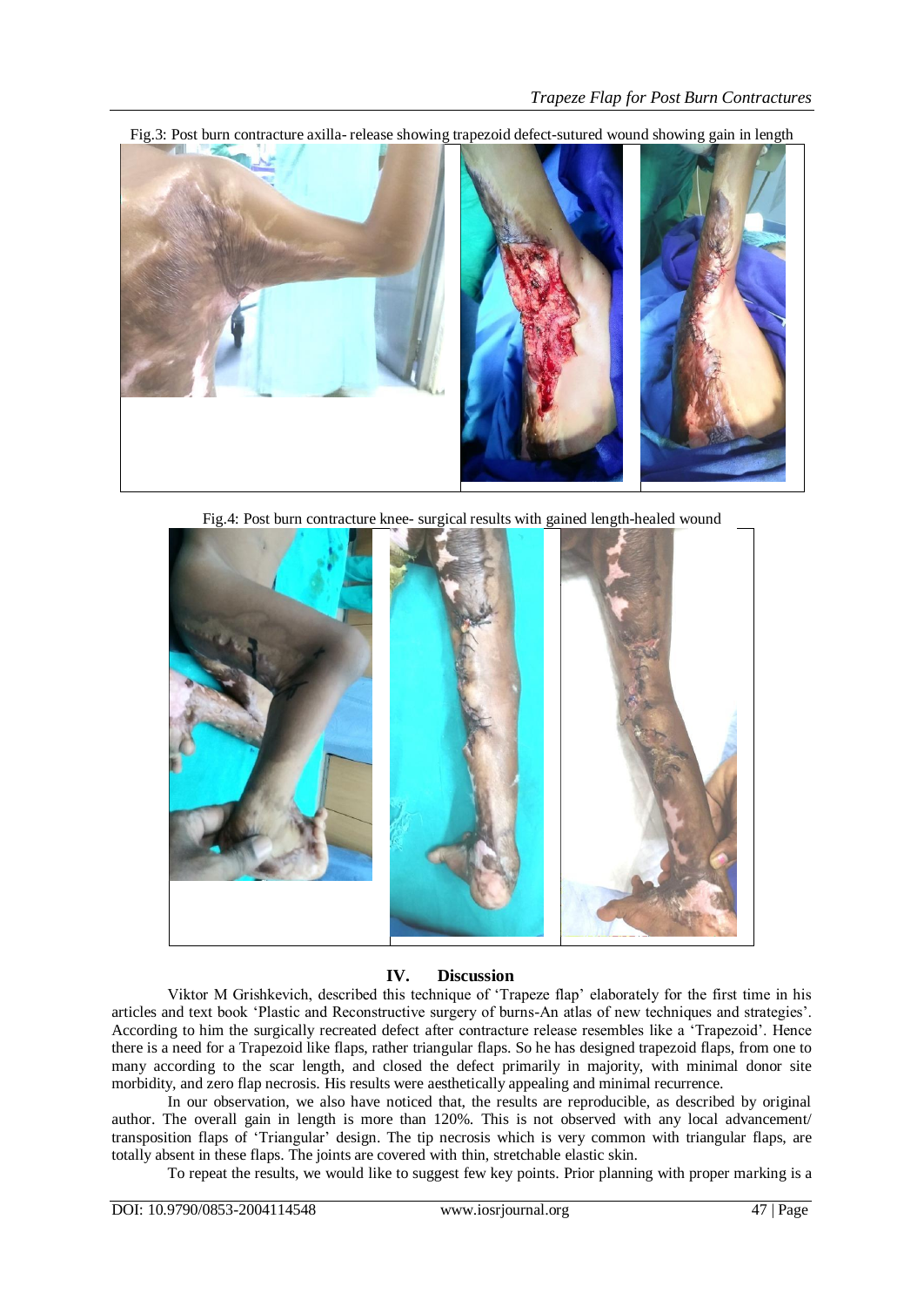Fig.3: Post burn contracture axilla- release showing trapezoid defect-sutured wound showing gain in length

Fig.4: Post burn contracture knee- surgical results with gained length-healed wound

## IV. Discussion

Viktor M Grishkevich, described this technique of 'Trapeze flap' elaborately for the first time in his articles and text book 'Plastic and Reconstructive surgery of burns-An atlas of new techniques and strategies'. According to him the surgically recreated defect after contracture release resembles like a 'Trapezoid'. Hence there is a need for a Trapezoid like flaps, rather triangular flaps. So he has designed trapezoid flaps, from one to many according to the scar length, and closed the defect primarily in majority, with minimal donor site morbidity, and zero flap necrosis. His results were aesthetically appealing and minimal recurrence.

In our observation, we also have noticed that, the results are reproducible, as described by original author. The overall gain in length is more than 120%. This is not observed with any local advancement/ transposition flaps of 'Triangular' design. The tip necrosis which is very common with triangular flaps, are totally absent in these flaps. The joints are covered with thin, stretchable elastic skin.

To repeat the results, we would like to suggest few key points. Prior planning with proper marking is a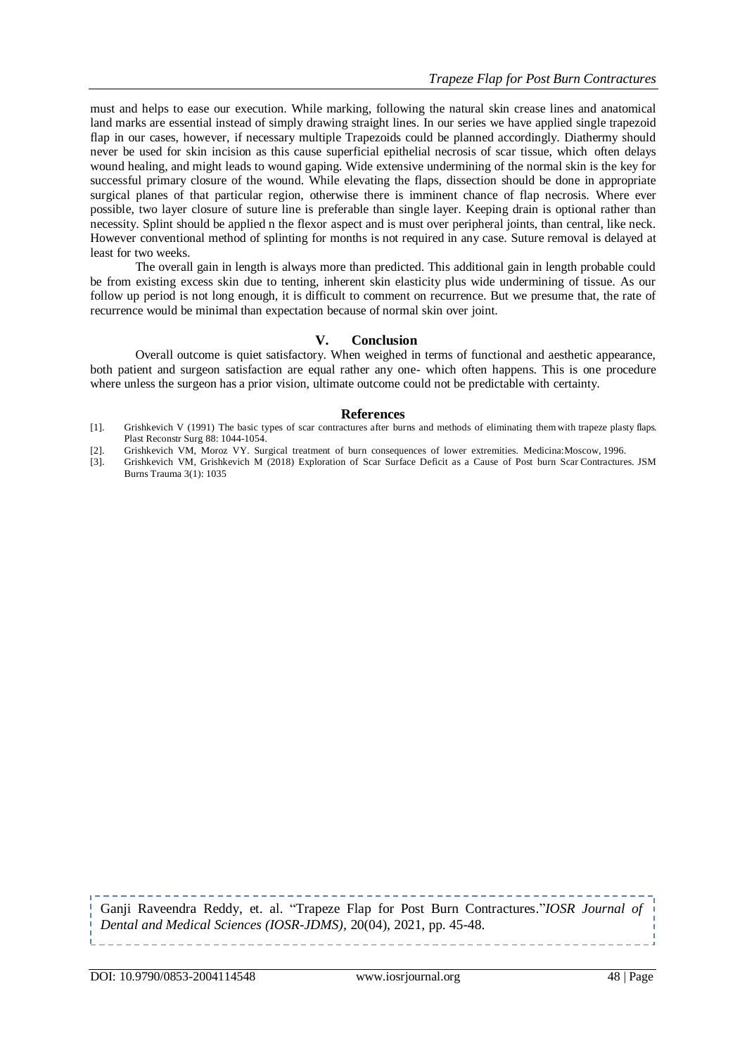must and helps to ease our execution. While marking, following the natural skin crease lines and anatomical land marks are essential instead of simply drawing straight lines. In our series we have applied single trapezoid flap in our cases, however, if necessary multiple Trapezoids could be planned accordingly. Diathermy should never be used for skin incision as this cause superficial epithelial necrosis of scar tissue, which often delays wound healing, and might leads to wound gaping. Wide extensive undermining of the normal skin is the key for successful primary closure of the wound. While elevating the flaps, dissection should be done in appropriate surgical planes of that particular region, otherwise there is imminent chance of flap necrosis. Where ever possible, two layer closure of suture line is preferable than single layer. Keeping drain is optional rather than necessity. Splint should be applied n the flexor aspect and is must over peripheral joints, than central, like neck. However conventional method of splinting for months is not required in any case. Suture removal is delayed at least for two weeks.

The overall gain in length is always more than predicted. This additional gain in length probable could be from existing excess skin due to tenting, inherent skin elasticity plus wide undermining of tissue. As our follow up period is not long enough, it is difficult to comment on recurrence. But we presume that, the rate of recurrence would be minimal than expectation because of normal skin over joint.

## V. Conclusion

Overall outcome is quiet satisfactory. When weighed in terms of functional and aesthetic appearance, both patient and surgeon satisfaction are equal rather any one- which often happens. This is one procedure where unless the surgeon has a prior vision, ultimate outcome could not be predictable with certainty.

## References

[1]. Grishkevich V (1991) The basic types of scar contractures after burns and methods of eliminating them with trapeze plasty flaps. Plast Reconstr Surg 88: 1044-1054.

[2]. Grishkevich VM, Moroz VY. Surgical treatment of burn consequences of lower extremities. Medicina:Moscow, 1996.

[3]. Grishkevich VM, Grishkevich M (2018) Exploration of Scar Surface Deficit as a Cause of Post burn Scar Contractures. JSM Burns Trauma 3(1): 1035

Ganji Raveendra Reddy, et. al. "Trapeze Flap for Post Burn Contractures."*IOSR Journal of Dental and Medical Sciences (IOSR-JDMS)*, 20(04), 2021, pp. 45-48.